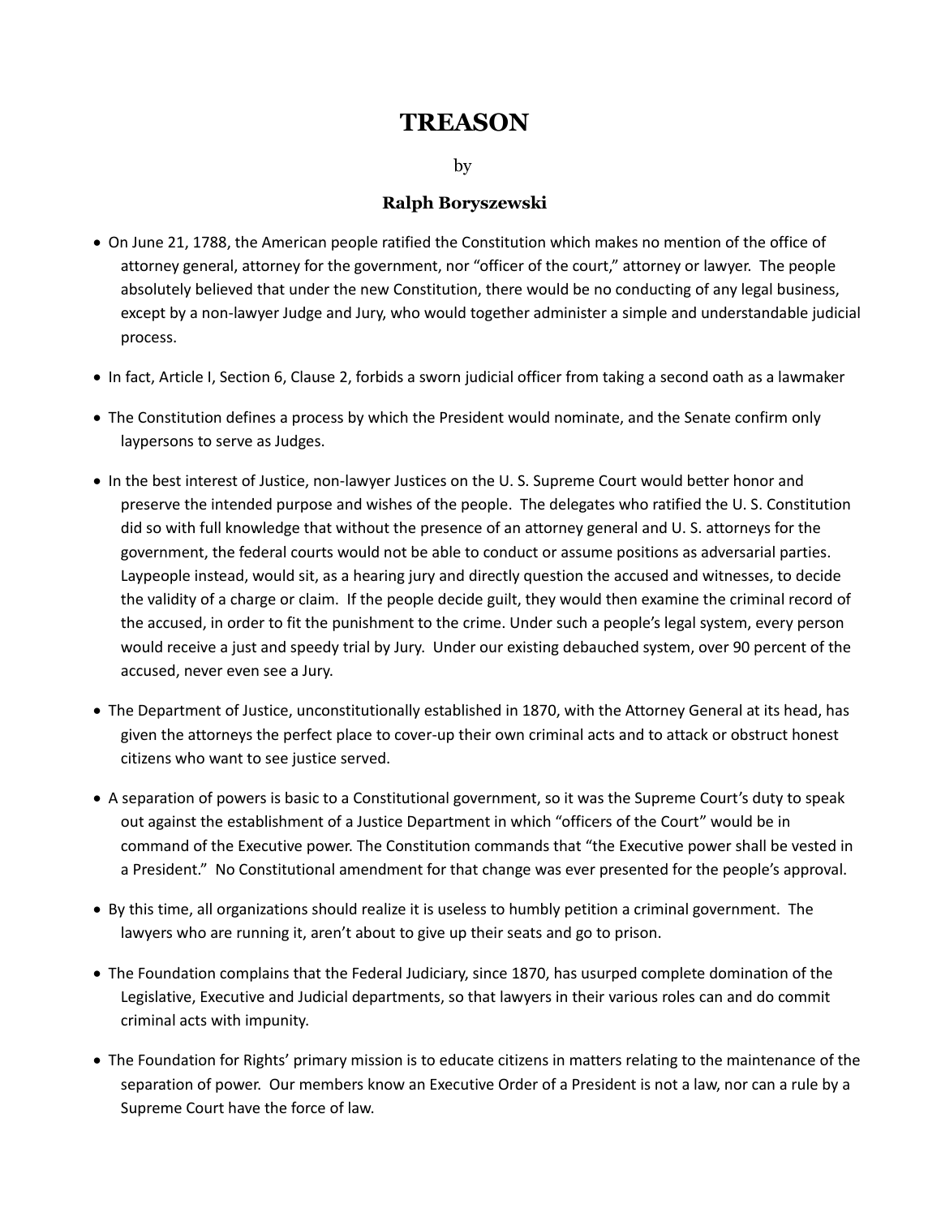# TREASON

by

**Ralph Boryszewski**

- On June 21, 1788, the American people ratified the Constitution which makes no mention of the office of attorney general, attorney for the government, nor "officer of the court," attorney or lawyer. The people absolutely believed that under the new Constitution, there would be no conducting of any legal business, except by a non-lawyer Judge and Jury, who would together administer a simple and understandable judicial process.
- In fact, Article I, Section 6, Clause 2, forbids a sworn judicial officer from taking a second oath as a lawmaker
- The Constitution defines a process by which the President would nominate, and the Senate confirm only laypersons to serve as Judges.
- In the best interest of Justice, non-lawyer Justices on the U. S. Supreme Court would better honor and preserve the intended purpose and wishes of the people. The delegates who ratified the U. S. Constitution did so with full knowledge that without the presence of an attorney general and U. S. attorneys for the government, the federal courts would not be able to conduct or assume positions as adversarial parties. Laypeople instead, would sit, as a hearing jury and directly question the accused and witnesses, to decide the validity of a charge or claim. If the people decide guilt, they would then examine the criminal record of the accused, in order to fit the punishment to the crime. Under such a people's legal system, every person would receive a just and speedy trial by Jury. Under our existing debauched system, over 90 percent of the accused, never even see a Jury.
- The Department of Justice, unconstitutionally established in 1870, with the Attorney General at its head, has given the attorneys the perfect place to cover-up their own criminal acts and to attack or obstruct honest citizens who want to see justice served.
- A separation of powers is basic to a Constitutional government, so it was the Supreme Court's duty to speak out against the establishment of a Justice Department in which "officers of the Court" would be in command of the Executive power. The Constitution commands that "the Executive power shall be vested in a President." No Constitutional amendment for that change was ever presented for the people's approval.
- By this time, all organizations should realize it is useless to humbly petition a criminal government. The lawyers who are running it, aren't about to give up their seats and go to prison.
- The Foundation complains that the Federal Judiciary, since 1870, has usurped complete domination of the Legislative, Executive and Judicial departments, so that lawyers in their various roles can and do commit criminal acts with impunity.
- The Foundation for Rights' primary mission is to educate citizens in matters relating to the maintenance of the separation of power. Our members know an Executive Order of a President is not a law, nor can a rule by a Supreme Court have the force of law.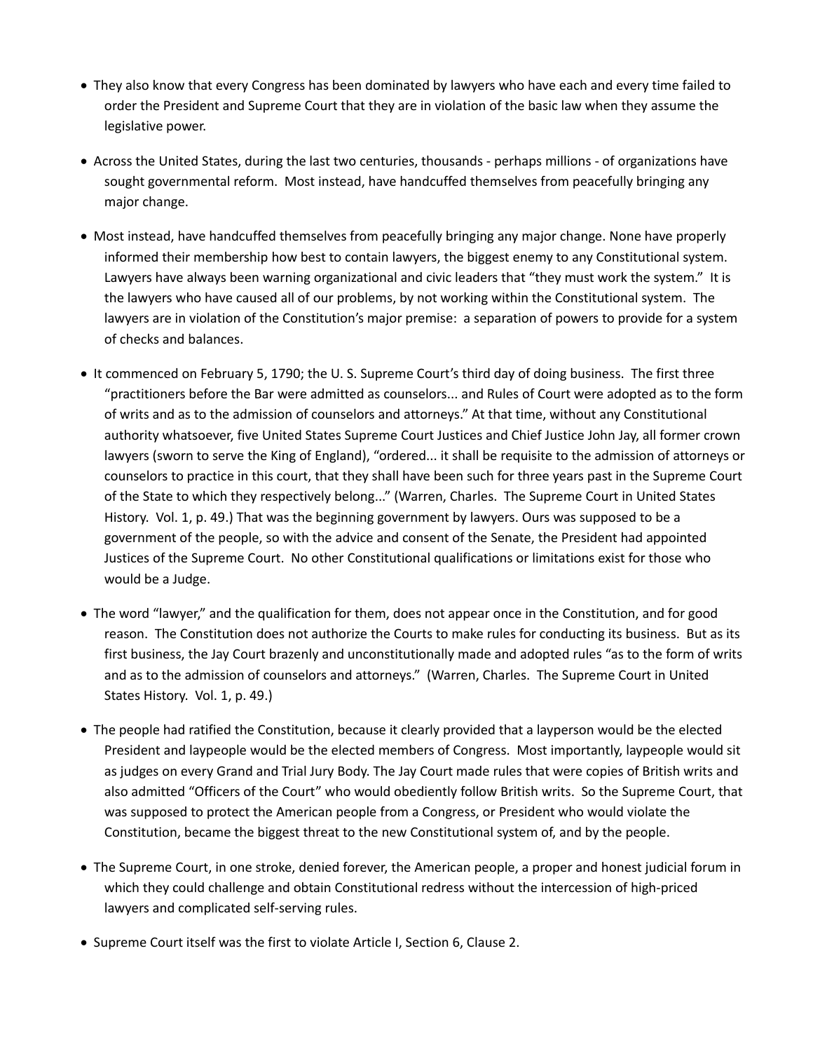- They also know that every Congress has been dominated by lawyers who have each and every time failed to order the President and Supreme Court that they are in violation of the basic law when they assume the legislative power.

- Across the United States, during the last two centuries, thousands - perhaps millions - of organizations have sought governmental reform. Most instead, have handcuffed themselves from peacefully bringing any major change.

- Most instead, have handcuffed themselves from peacefully bringing any major change. None have properly informed their membership how best to contain lawyers, the biggest enemy to any Constitutional system. Lawyers have always been warning organizational and civic leaders that "they must work the system." It is the lawyers who have caused all of our problems, by not working within the Constitutional system. The lawyers are in violation of the Constitution's major premise: a separation of powers to provide for a system of checks and balances.

- It commenced on February 5, 1790; the U. S. Supreme Court's third day of doing business. The first three "practitioners before the Bar were admitted as counselors... and Rules of Court were adopted as to the form of writs and as to the admission of counselors and attorneys." At that time, without any Constitutional authority whatsoever, five United States Supreme Court Justices and Chief Justice John Jay, all former crown lawyers (sworn to serve the King of England), "ordered... it shall be requisite to the admission of attorneys or counselors to practice in this court, that they shall have been such for three years past in the Supreme Court of the State to which they respectively belong..." (Warren, Charles. The Supreme Court in United States History. Vol. 1, p. 49.) That was the beginning government by lawyers. Ours was supposed to be a government of the people, so with the advice and consent of the Senate, the President had appointed Justices of the Supreme Court. No other Constitutional qualifications or limitations exist for those who would be a Judge.

- The word "lawyer," and the qualification for them, does not appear once in the Constitution, and for good reason. The Constitution does not authorize the Courts to make rules for conducting its business. But as its first business, the Jay Court brazenly and unconstitutionally made and adopted rules "as to the form of writs and as to the admission of counselors and attorneys." (Warren, Charles. The Supreme Court in United States History. Vol. 1, p. 49.)

- The people had ratified the Constitution, because it clearly provided that a layperson would be the elected President and laypeople would be the elected members of Congress. Most importantly, laypeople would sit as judges on every Grand and Trial Jury Body. The Jay Court made rules that were copies of British writs and also admitted "Officers of the Court" who would obediently follow British writs. So the Supreme Court, that was supposed to protect the American people from a Congress, or President who would violate the Constitution, became the biggest threat to the new Constitutional system of, and by the people.

- The Supreme Court, in one stroke, denied forever, the American people, a proper and honest judicial forum in which they could challenge and obtain Constitutional redress without the intercession of high-priced lawyers and complicated self-serving rules.

- Supreme Court itself was the first to violate Article I, Section 6, Clause 2.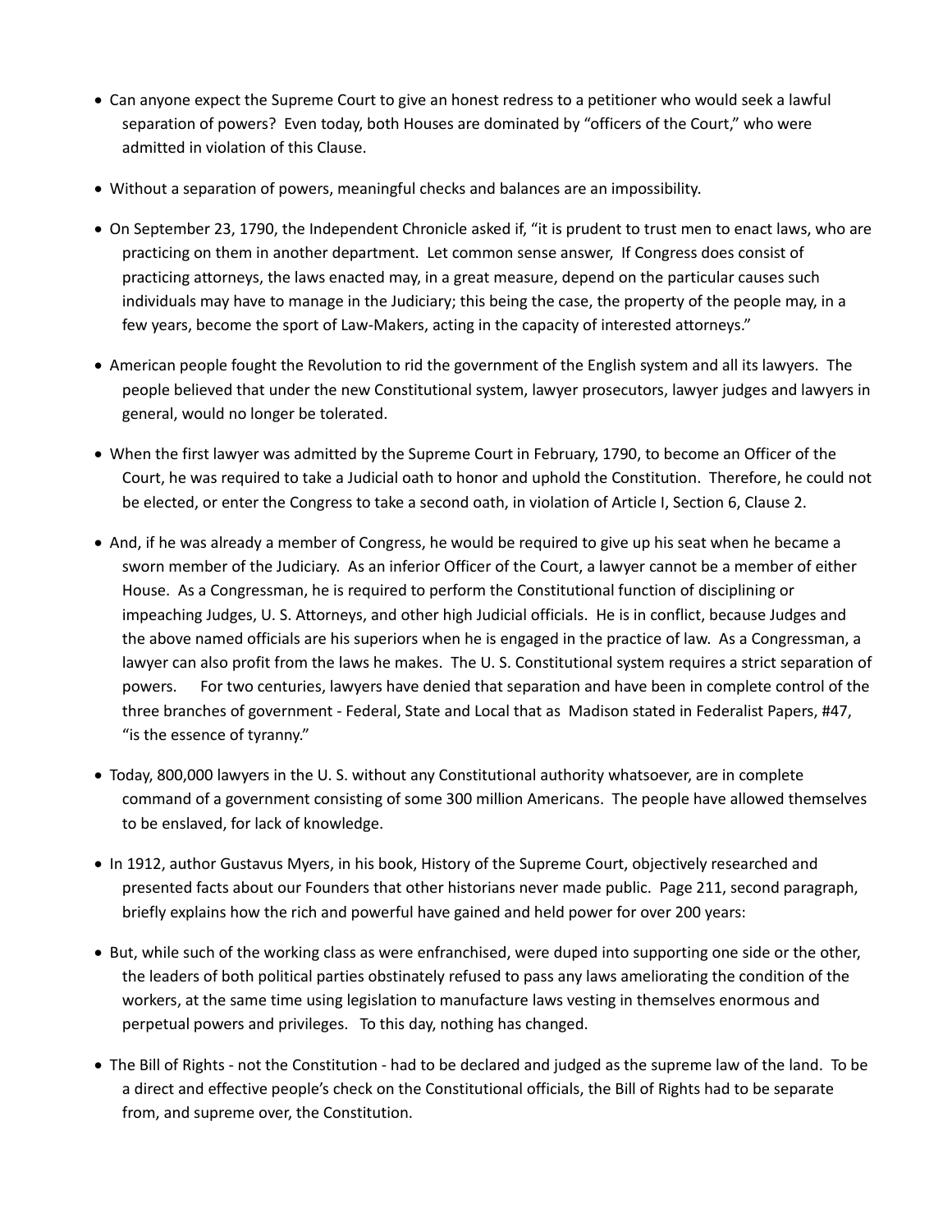- Can anyone expect the Supreme Court to give an honest redress to a petitioner who would seek a lawful separation of powers? Even today, both Houses are dominated by "officers of the Court," who were admitted in violation of this Clause.

- Without a separation of powers, meaningful checks and balances are an impossibility.

- On September 23, 1790, the Independent Chronicle asked if, "it is prudent to trust men to enact laws, who are practicing on them in another department. Let common sense answer, If Congress does consist of practicing attorneys, the laws enacted may, in a great measure, depend on the particular causes such individuals may have to manage in the Judiciary; this being the case, the property of the people may, in a few years, become the sport of Law-Makers, acting in the capacity of interested attorneys."

- American people fought the Revolution to rid the government of the English system and all its lawyers. The people believed that under the new Constitutional system, lawyer prosecutors, lawyer judges and lawyers in general, would no longer be tolerated.

- When the first lawyer was admitted by the Supreme Court in February, 1790, to become an Officer of the Court, he was required to take a Judicial oath to honor and uphold the Constitution. Therefore, he could not be elected, or enter the Congress to take a second oath, in violation of Article I, Section 6, Clause 2.

- And, if he was already a member of Congress, he would be required to give up his seat when he became a sworn member of the Judiciary. As an inferior Officer of the Court, a lawyer cannot be a member of either House. As a Congressman, he is required to perform the Constitutional function of disciplining or impeaching Judges, U. S. Attorneys, and other high Judicial officials. He is in conflict, because Judges and the above named officials are his superiors when he is engaged in the practice of law. As a Congressman, a lawyer can also profit from the laws he makes. The U. S. Constitutional system requires a strict separation of powers. For two centuries, lawyers have denied that separation and have been in complete control of the three branches of government - Federal, State and Local that as Madison stated in Federalist Papers, #47, "is the essence of tyranny."

- Today, 800,000 lawyers in the U. S. without any Constitutional authority whatsoever, are in complete command of a government consisting of some 300 million Americans. The people have allowed themselves to be enslaved, for lack of knowledge.

- In 1912, author Gustavus Myers, in his book, History of the Supreme Court, objectively researched and presented facts about our Founders that other historians never made public. Page 211, second paragraph, briefly explains how the rich and powerful have gained and held power for over 200 years:

- But, while such of the working class as were enfranchised, were duped into supporting one side or the other, the leaders of both political parties obstinately refused to pass any laws ameliorating the condition of the workers, at the same time using legislation to manufacture laws vesting in themselves enormous and perpetual powers and privileges. To this day, nothing has changed.

- The Bill of Rights - not the Constitution - had to be declared and judged as the supreme law of the land. To be a direct and effective people's check on the Constitutional officials, the Bill of Rights had to be separate from, and supreme over, the Constitution.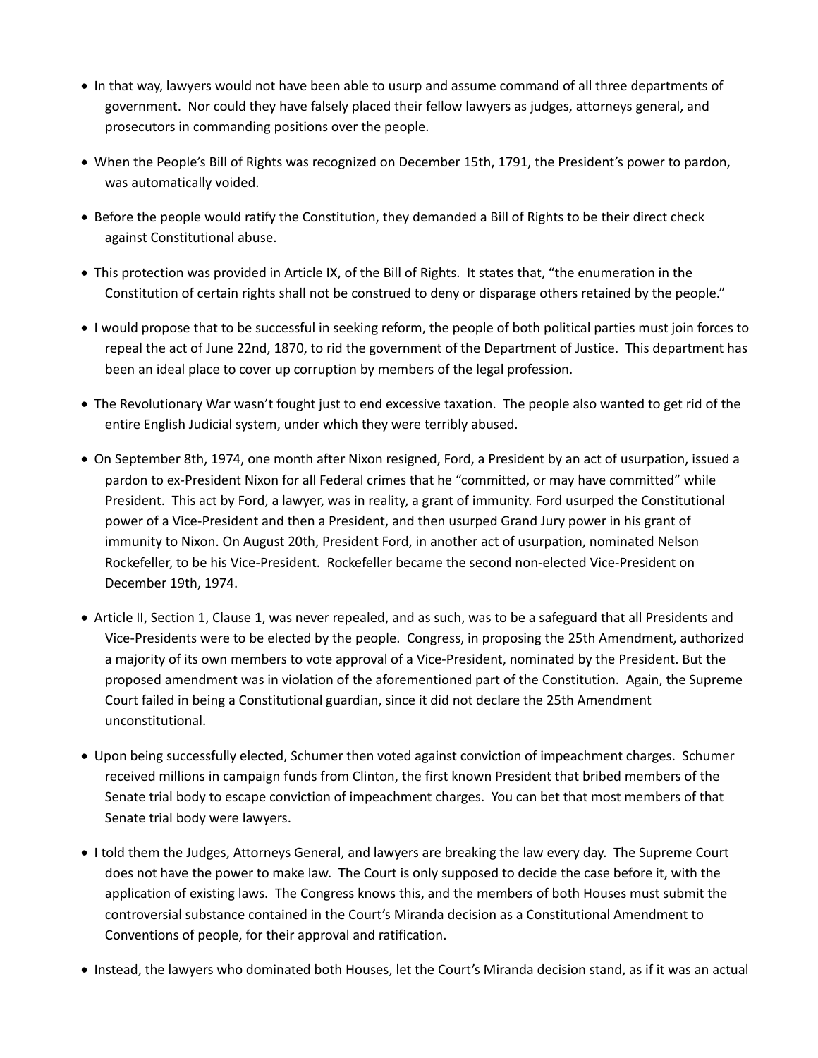- In that way, lawyers would not have been able to usurp and assume command of all three departments of government. Nor could they have falsely placed their fellow lawyers as judges, attorneys general, and prosecutors in commanding positions over the people.
- When the People's Bill of Rights was recognized on December 15th, 1791, the President's power to pardon, was automatically voided.
- Before the people would ratify the Constitution, they demanded a Bill of Rights to be their direct check against Constitutional abuse.
- This protection was provided in Article IX, of the Bill of Rights. It states that, "the enumeration in the Constitution of certain rights shall not be construed to deny or disparage others retained by the people."
- I would propose that to be successful in seeking reform, the people of both political parties must join forces to repeal the act of June 22nd, 1870, to rid the government of the Department of Justice. This department has been an ideal place to cover up corruption by members of the legal profession.
- The Revolutionary War wasn't fought just to end excessive taxation. The people also wanted to get rid of the entire English Judicial system, under which they were terribly abused.
- On September 8th, 1974, one month after Nixon resigned, Ford, a President by an act of usurpation, issued a pardon to ex-President Nixon for all Federal crimes that he "committed, or may have committed" while President. This act by Ford, a lawyer, was in reality, a grant of immunity. Ford usurped the Constitutional power of a Vice-President and then a President, and then usurped Grand Jury power in his grant of immunity to Nixon. On August 20th, President Ford, in another act of usurpation, nominated Nelson Rockefeller, to be his Vice-President. Rockefeller became the second non-elected Vice-President on December 19th, 1974.
- Article II, Section 1, Clause 1, was never repealed, and as such, was to be a safeguard that all Presidents and Vice-Presidents were to be elected by the people. Congress, in proposing the 25th Amendment, authorized a majority of its own members to vote approval of a Vice-President, nominated by the President. But the proposed amendment was in violation of the aforementioned part of the Constitution. Again, the Supreme Court failed in being a Constitutional guardian, since it did not declare the 25th Amendment unconstitutional.
- Upon being successfully elected, Schumer then voted against conviction of impeachment charges. Schumer received millions in campaign funds from Clinton, the first known President that bribed members of the Senate trial body to escape conviction of impeachment charges. You can bet that most members of that Senate trial body were lawyers.
- I told them the Judges, Attorneys General, and lawyers are breaking the law every day. The Supreme Court does not have the power to make law. The Court is only supposed to decide the case before it, with the application of existing laws. The Congress knows this, and the members of both Houses must submit the controversial substance contained in the Court's Miranda decision as a Constitutional Amendment to Conventions of people, for their approval and ratification.
- Instead, the lawyers who dominated both Houses, let the Court's Miranda decision stand, as if it was an actual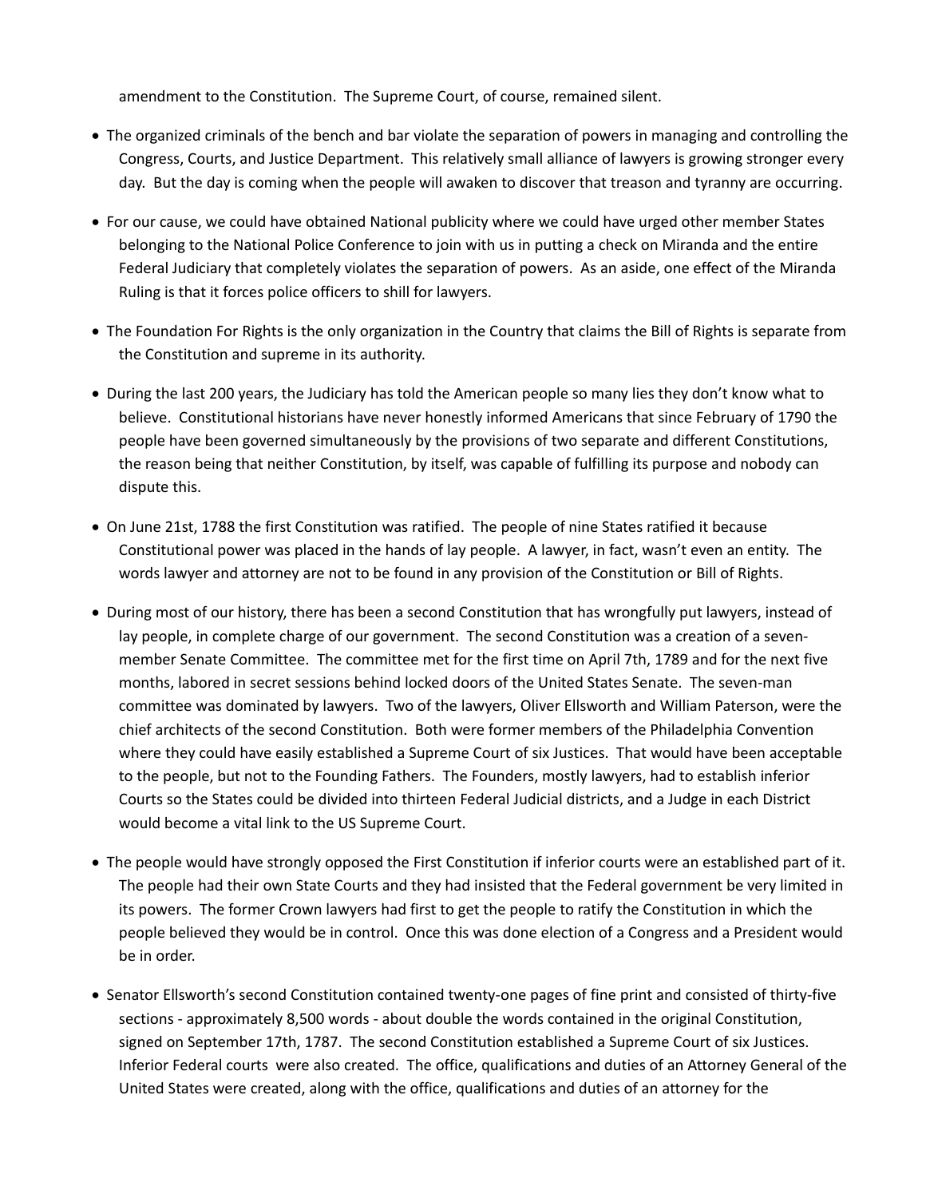amendment to the Constitution. The Supreme Court, of course, remained silent.

- The organized criminals of the bench and bar violate the separation of powers in managing and controlling the Congress, Courts, and Justice Department. This relatively small alliance of lawyers is growing stronger every day. But the day is coming when the people will awaken to discover that treason and tyranny are occurring.

- For our cause, we could have obtained National publicity where we could have urged other member States belonging to the National Police Conference to join with us in putting a check on Miranda and the entire Federal Judiciary that completely violates the separation of powers. As an aside, one effect of the Miranda Ruling is that it forces police officers to shill for lawyers.

- The Foundation For Rights is the only organization in the Country that claims the Bill of Rights is separate from the Constitution and supreme in its authority.

- During the last 200 years, the Judiciary has told the American people so many lies they don't know what to believe. Constitutional historians have never honestly informed Americans that since February of 1790 the people have been governed simultaneously by the provisions of two separate and different Constitutions, the reason being that neither Constitution, by itself, was capable of fulfilling its purpose and nobody can dispute this.

- On June 21st, 1788 the first Constitution was ratified. The people of nine States ratified it because Constitutional power was placed in the hands of lay people. A lawyer, in fact, wasn't even an entity. The words lawyer and attorney are not to be found in any provision of the Constitution or Bill of Rights.

- During most of our history, there has been a second Constitution that has wrongfully put lawyers, instead of lay people, in complete charge of our government. The second Constitution was a creation of a seven-member Senate Committee. The committee met for the first time on April 7th, 1789 and for the next five months, labored in secret sessions behind locked doors of the United States Senate. The seven-man committee was dominated by lawyers. Two of the lawyers, Oliver Ellsworth and William Paterson, were the chief architects of the second Constitution. Both were former members of the Philadelphia Convention where they could have easily established a Supreme Court of six Justices. That would have been acceptable to the people, but not to the Founding Fathers. The Founders, mostly lawyers, had to establish inferior Courts so the States could be divided into thirteen Federal Judicial districts, and a Judge in each District would become a vital link to the US Supreme Court.

- The people would have strongly opposed the First Constitution if inferior courts were an established part of it. The people had their own State Courts and they had insisted that the Federal government be very limited in its powers. The former Crown lawyers had first to get the people to ratify the Constitution in which the people believed they would be in control. Once this was done election of a Congress and a President would be in order.

- Senator Ellsworth's second Constitution contained twenty-one pages of fine print and consisted of thirty-five sections - approximately 8,500 words - about double the words contained in the original Constitution, signed on September 17th, 1787. The second Constitution established a Supreme Court of six Justices. Inferior Federal courts were also created. The office, qualifications and duties of an Attorney General of the United States were created, along with the office, qualifications and duties of an attorney for the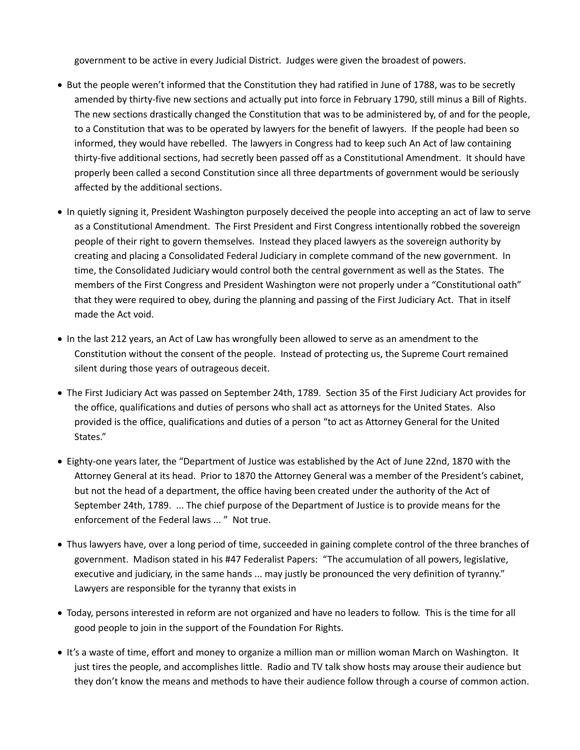government to be active in every Judicial District. Judges were given the broadest of powers.

- But the people weren't informed that the Constitution they had ratified in June of 1788, was to be secretly amended by thirty-five new sections and actually put into force in February 1790, still minus a Bill of Rights. The new sections drastically changed the Constitution that was to be administered by, of and for the people, to a Constitution that was to be operated by lawyers for the benefit of lawyers. If the people had been so informed, they would have rebelled. The lawyers in Congress had to keep such An Act of law containing thirty-five additional sections, had secretly been passed off as a Constitutional Amendment. It should have properly been called a second Constitution since all three departments of government would be seriously affected by the additional sections.

- In quietly signing it, President Washington purposely deceived the people into accepting an act of law to serve as a Constitutional Amendment. The First President and First Congress intentionally robbed the sovereign people of their right to govern themselves. Instead they placed lawyers as the sovereign authority by creating and placing a Consolidated Federal Judiciary in complete command of the new government. In time, the Consolidated Judiciary would control both the central government as well as the States. The members of the First Congress and President Washington were not properly under a "Constitutional oath" that they were required to obey, during the planning and passing of the First Judiciary Act. That in itself made the Act void.

- In the last 212 years, an Act of Law has wrongfully been allowed to serve as an amendment to the Constitution without the consent of the people. Instead of protecting us, the Supreme Court remained silent during those years of outrageous deceit.

- The First Judiciary Act was passed on September 24th, 1789. Section 35 of the First Judiciary Act provides for the office, qualifications and duties of persons who shall act as attorneys for the United States. Also provided is the office, qualifications and duties of a person "to act as Attorney General for the United States."

- Eighty-one years later, the "Department of Justice was established by the Act of June 22nd, 1870 with the Attorney General at its head. Prior to 1870 the Attorney General was a member of the President's cabinet, but not the head of a department, the office having been created under the authority of the Act of September 24th, 1789. ... The chief purpose of the Department of Justice is to provide means for the enforcement of the Federal laws ... " Not true.

- Thus lawyers have, over a long period of time, succeeded in gaining complete control of the three branches of government. Madison stated in his #47 Federalist Papers: "The accumulation of all powers, legislative, executive and judiciary, in the same hands ... may justly be pronounced the very definition of tyranny." Lawyers are responsible for the tyranny that exists in

- Today, persons interested in reform are not organized and have no leaders to follow. This is the time for all good people to join in the support of the Foundation For Rights.

- It's a waste of time, effort and money to organize a million man or million woman March on Washington. It just tires the people, and accomplishes little. Radio and TV talk show hosts may arouse their audience but they don't know the means and methods to have their audience follow through a course of common action.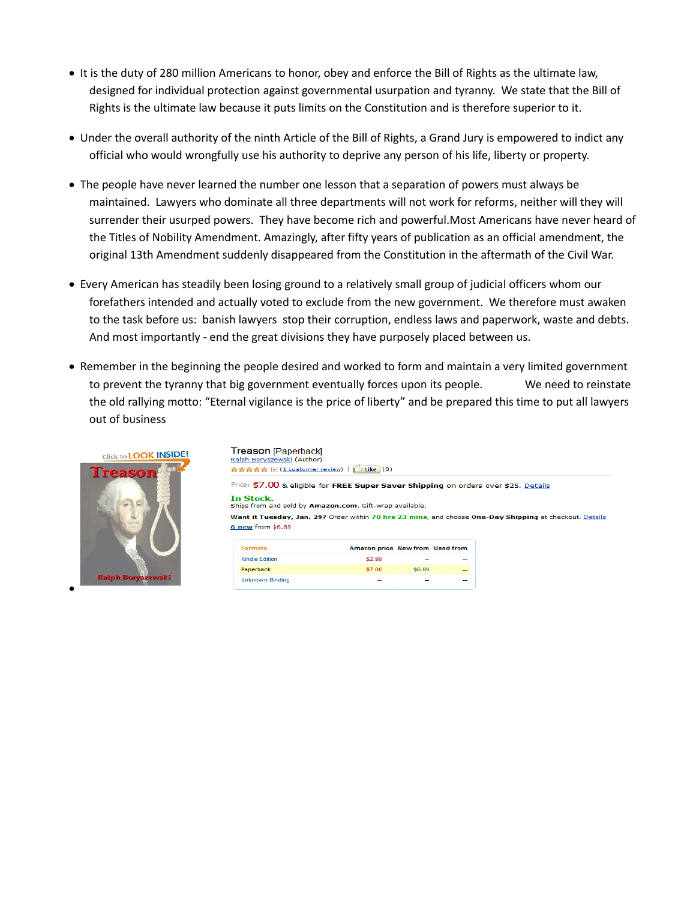- It is the duty of 280 million Americans to honor, obey and enforce the Bill of Rights as the ultimate law, designed for individual protection against governmental usurpation and tyranny. We state that the Bill of Rights is the ultimate law because it puts limits on the Constitution and is therefore superior to it.

- Under the overall authority of the ninth Article of the Bill of Rights, a Grand Jury is empowered to indict any official who would wrongfully use his authority to deprive any person of his life, liberty or property.

- The people have never learned the number one lesson that a separation of powers must always be maintained. Lawyers who dominate all three departments will not work for reforms, neither will they will surrender their usurped powers. They have become rich and powerful.Most Americans have never heard of the Titles of Nobility Amendment. Amazingly, after fifty years of publication as an official amendment, the original 13th Amendment suddenly disappeared from the Constitution in the aftermath of the Civil War.

- Every American has steadily been losing ground to a relatively small group of judicial officers whom our forefathers intended and actually voted to exclude from the new government. We therefore must awaken to the task before us: banish lawyers stop their corruption, endless laws and paperwork, waste and debts. And most importantly - end the great divisions they have purposely placed between us.

- Remember in the beginning the people desired and worked to form and maintain a very limited government to prevent the tyranny that big government eventually forces upon its people. We need to reinstate the old rallying motto: “Eternal vigilance is the price of liberty” and be prepared this time to put all lawyers out of business

- Click to LOOK INSIDE!

  Treason

  Ralph Boryszewski

  Treason [Paperback]
  Ralph Boryszewski (Author)
  (1 customer review) | Like (0)

  Price: $7.00 & eligible for FREE Super Saver Shipping on orders over $25. Details

  In Stock.
  Ships from and sold by Amazon.com. Gift-wrap available.

  Want it Tuesday, Jan. 29? Order within 70 hrs 23 mins, and choose One-Day Shipping at checkout. Details

  6 new from $6.89

| Formats | Amazon price | New from | Used from |
| --- | --- | --- | --- |
| Kindle Edition | $2.99 | -- | -- |
| Paperback | $7.00 | $6.89 | -- |
| Unknown Binding | -- | -- | -- |